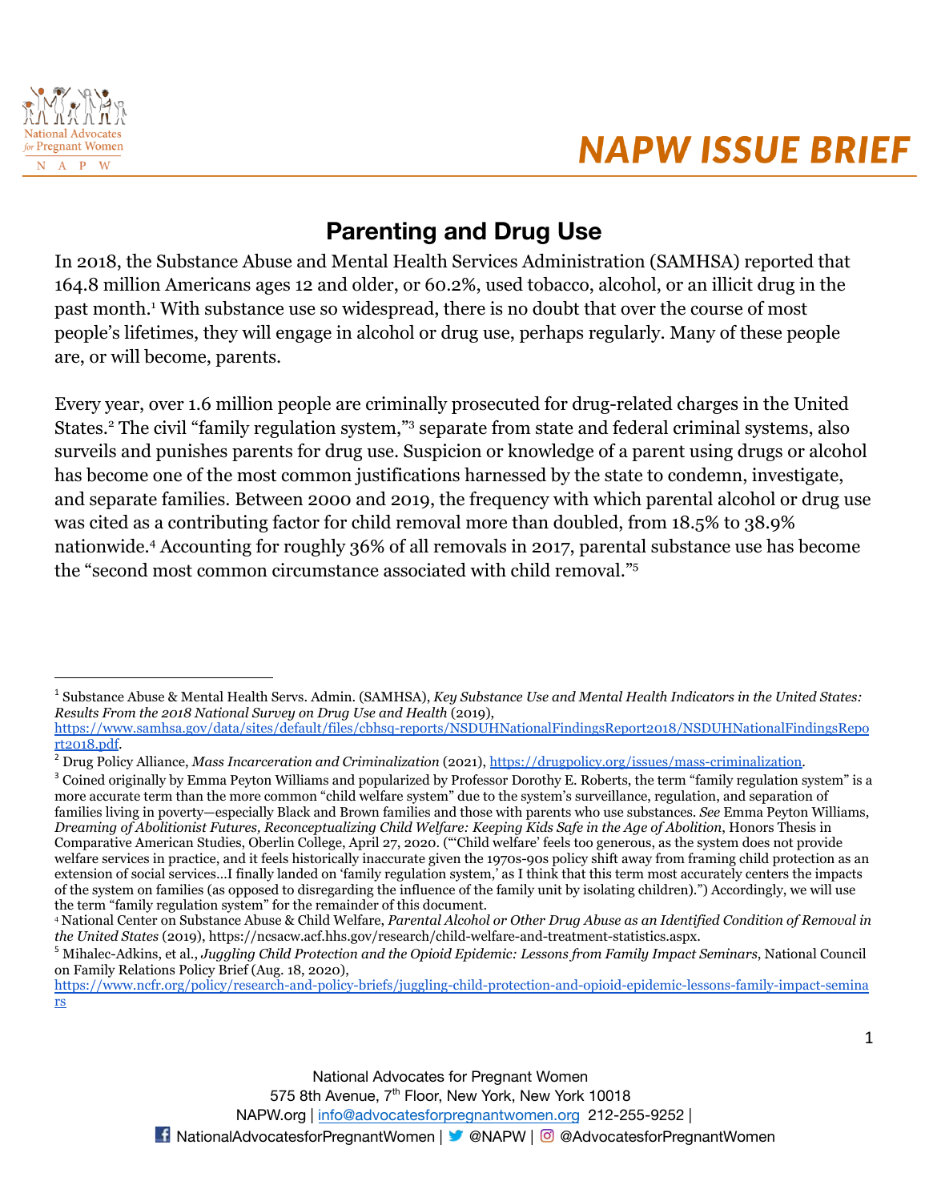NAPW ISSUE BRIEF

# Parenting and Drug Use

In 2018, the Substance Abuse and Mental Health Services Administration (SAMHSA) reported that 164.8 million Americans ages 12 and older, or 60.2%, used tobacco, alcohol, or an illicit drug in the past month.[1] With substance use so widespread, there is no doubt that over the course of most people's lifetimes, they will engage in alcohol or drug use, perhaps regularly. Many of these people are, or will become, parents.

Every year, over 1.6 million people are criminally prosecuted for drug-related charges in the United States.[2] The civil "family regulation system,"[3] separate from state and federal criminal systems, also surveils and punishes parents for drug use. Suspicion or knowledge of a parent using drugs or alcohol has become one of the most common justifications harnessed by the state to condemn, investigate, and separate families. Between 2000 and 2019, the frequency with which parental alcohol or drug use was cited as a contributing factor for child removal more than doubled, from 18.5% to 38.9% nationwide.[4] Accounting for roughly 36% of all removals in 2017, parental substance use has become the "second most common circumstance associated with child removal."[5]

---

[1] Substance Abuse & Mental Health Servs. Admin. (SAMHSA), *Key Substance Use and Mental Health Indicators in the United States: Results From the 2018 National Survey on Drug Use and Health* (2019), https://www.samhsa.gov/data/sites/default/files/cbhsq-reports/NSDUHNationalFindingsReport2018/NSDUHNationalFindingsReport2018.pdf.

[2] Drug Policy Alliance, *Mass Incarceration and Criminalization* (2021), https://drugpolicy.org/issues/mass-criminalization.

[3] Coined originally by Emma Peyton Williams and popularized by Professor Dorothy E. Roberts, the term "family regulation system" is a more accurate term than the more common "child welfare system" due to the system's surveillance, regulation, and separation of families living in poverty—especially Black and Brown families and those with parents who use substances. *See* Emma Peyton Williams, *Dreaming of Abolitionist Futures, Reconceptualizing Child Welfare: Keeping Kids Safe in the Age of Abolition*, Honors Thesis in Comparative American Studies, Oberlin College, April 27, 2020. ("'Child welfare' feels too generous, as the system does not provide welfare services in practice, and it feels historically inaccurate given the 1970s-90s policy shift away from framing child protection as an extension of social services…I finally landed on 'family regulation system,' as I think that this term most accurately centers the impacts of the system on families (as opposed to disregarding the influence of the family unit by isolating children).") Accordingly, we will use the term "family regulation system" for the remainder of this document.

[4] National Center on Substance Abuse & Child Welfare, *Parental Alcohol or Other Drug Abuse as an Identified Condition of Removal in the United States* (2019), https://ncsacw.acf.hhs.gov/research/child-welfare-and-treatment-statistics.aspx.

[5] Mihalec-Adkins, et al., *Juggling Child Protection and the Opioid Epidemic: Lessons from Family Impact Seminars*, National Council on Family Relations Policy Brief (Aug. 18, 2020), https://www.ncfr.org/policy/research-and-policy-briefs/juggling-child-protection-and-opioid-epidemic-lessons-family-impact-seminars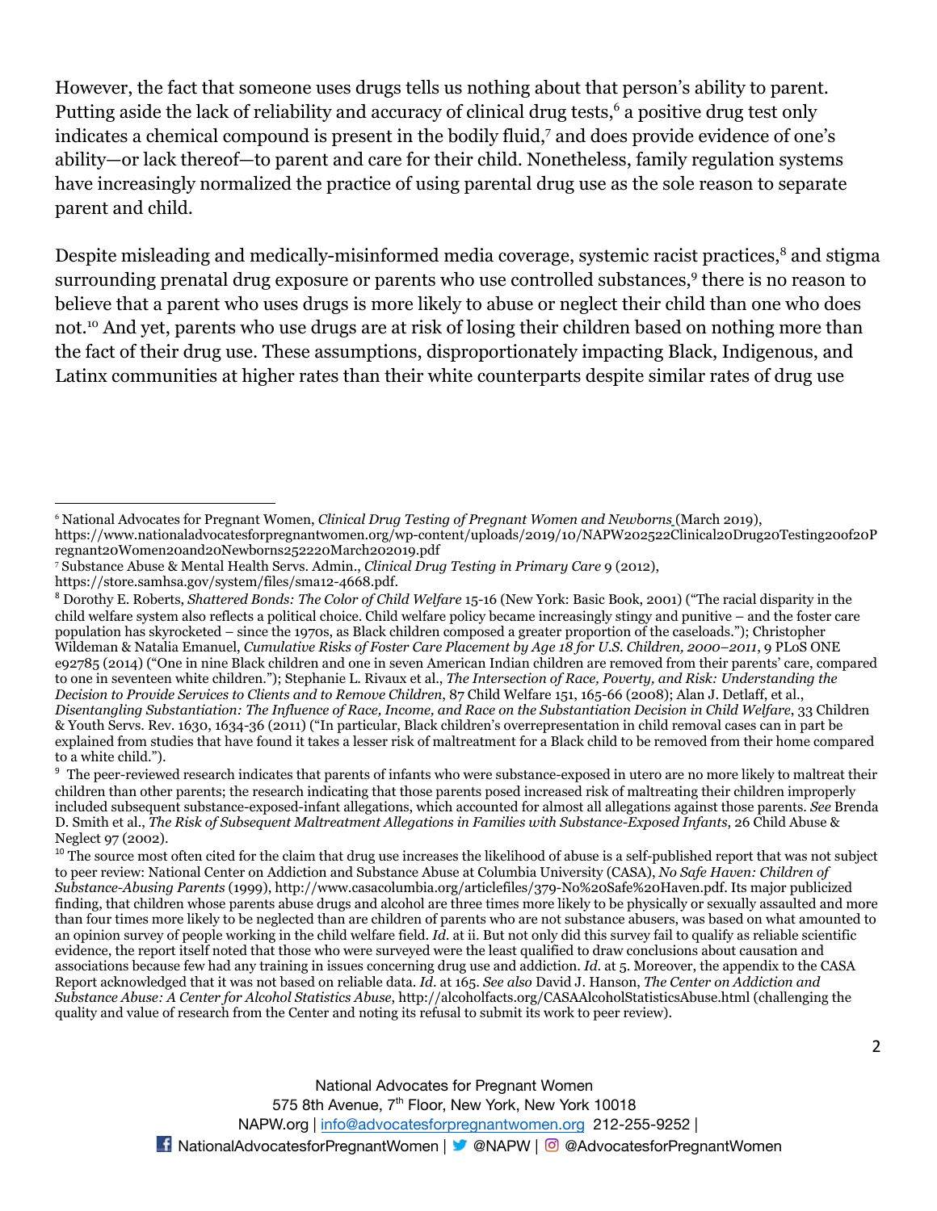However, the fact that someone uses drugs tells us nothing about that person's ability to parent. Putting aside the lack of reliability and accuracy of clinical drug tests,[6] a positive drug test only indicates a chemical compound is present in the bodily fluid,[7] and does provide evidence of one's ability—or lack thereof—to parent and care for their child. Nonetheless, family regulation systems have increasingly normalized the practice of using parental drug use as the sole reason to separate parent and child.

Despite misleading and medically-misinformed media coverage, systemic racist practices,[8] and stigma surrounding prenatal drug exposure or parents who use controlled substances,[9] there is no reason to believe that a parent who uses drugs is more likely to abuse or neglect their child than one who does not.[10] And yet, parents who use drugs are at risk of losing their children based on nothing more than the fact of their drug use. These assumptions, disproportionately impacting Black, Indigenous, and Latinx communities at higher rates than their white counterparts despite similar rates of drug use

---

[6] National Advocates for Pregnant Women, *Clinical Drug Testing of Pregnant Women and Newborns* (March 2019), https://www.nationaladvocatesforpregnantwomen.org/wp-content/uploads/2019/10/NAPW202522Clinical20Drug20Testing20of20Pregnant20Women20and20Newborns252220March202019.pdf

[7] Substance Abuse & Mental Health Servs. Admin., *Clinical Drug Testing in Primary Care* 9 (2012), https://store.samhsa.gov/system/files/sma12-4668.pdf.

[8] Dorothy E. Roberts, *Shattered Bonds: The Color of Child Welfare* 15-16 (New York: Basic Book, 2001) ("The racial disparity in the child welfare system also reflects a political choice. Child welfare policy became increasingly stingy and punitive – and the foster care population has skyrocketed – since the 1970s, as Black children composed a greater proportion of the caseloads."); Christopher Wildeman & Natalia Emanuel, *Cumulative Risks of Foster Care Placement by Age 18 for U.S. Children, 2000–2011*, 9 PLoS ONE e92785 (2014) ("One in nine Black children and one in seven American Indian children are removed from their parents' care, compared to one in seventeen white children."); Stephanie L. Rivaux et al., *The Intersection of Race, Poverty, and Risk: Understanding the Decision to Provide Services to Clients and to Remove Children*, 87 Child Welfare 151, 165-66 (2008); Alan J. Detlaff, et al., *Disentangling Substantiation: The Influence of Race, Income, and Race on the Substantiation Decision in Child Welfare*, 33 Children & Youth Servs. Rev. 1630, 1634-36 (2011) ("In particular, Black children's overrepresentation in child removal cases can in part be explained from studies that have found it takes a lesser risk of maltreatment for a Black child to be removed from their home compared to a white child.").

[9] The peer-reviewed research indicates that parents of infants who were substance-exposed in utero are no more likely to maltreat their children than other parents; the research indicating that those parents posed increased risk of maltreating their children improperly included subsequent substance-exposed-infant allegations, which accounted for almost all allegations against those parents. *See* Brenda D. Smith et al., *The Risk of Subsequent Maltreatment Allegations in Families with Substance-Exposed Infants*, 26 Child Abuse & Neglect 97 (2002).

[10] The source most often cited for the claim that drug use increases the likelihood of abuse is a self-published report that was not subject to peer review: National Center on Addiction and Substance Abuse at Columbia University (CASA), *No Safe Haven: Children of Substance-Abusing Parents* (1999), http://www.casacolumbia.org/articlefiles/379-No%20Safe%20Haven.pdf. Its major publicized finding, that children whose parents abuse drugs and alcohol are three times more likely to be physically or sexually assaulted and more than four times more likely to be neglected than are children of parents who are not substance abusers, was based on what amounted to an opinion survey of people working in the child welfare field. *Id.* at ii. But not only did this survey fail to qualify as reliable scientific evidence, the report itself noted that those who were surveyed were the least qualified to draw conclusions about causation and associations because few had any training in issues concerning drug use and addiction. *Id.* at 5. Moreover, the appendix to the CASA Report acknowledged that it was not based on reliable data. *Id.* at 165. *See also* David J. Hanson, *The Center on Addiction and Substance Abuse: A Center for Alcohol Statistics Abuse*, http://alcoholfacts.org/CASAAlcoholStatisticsAbuse.html (challenging the quality and value of research from the Center and noting its refusal to submit its work to peer review).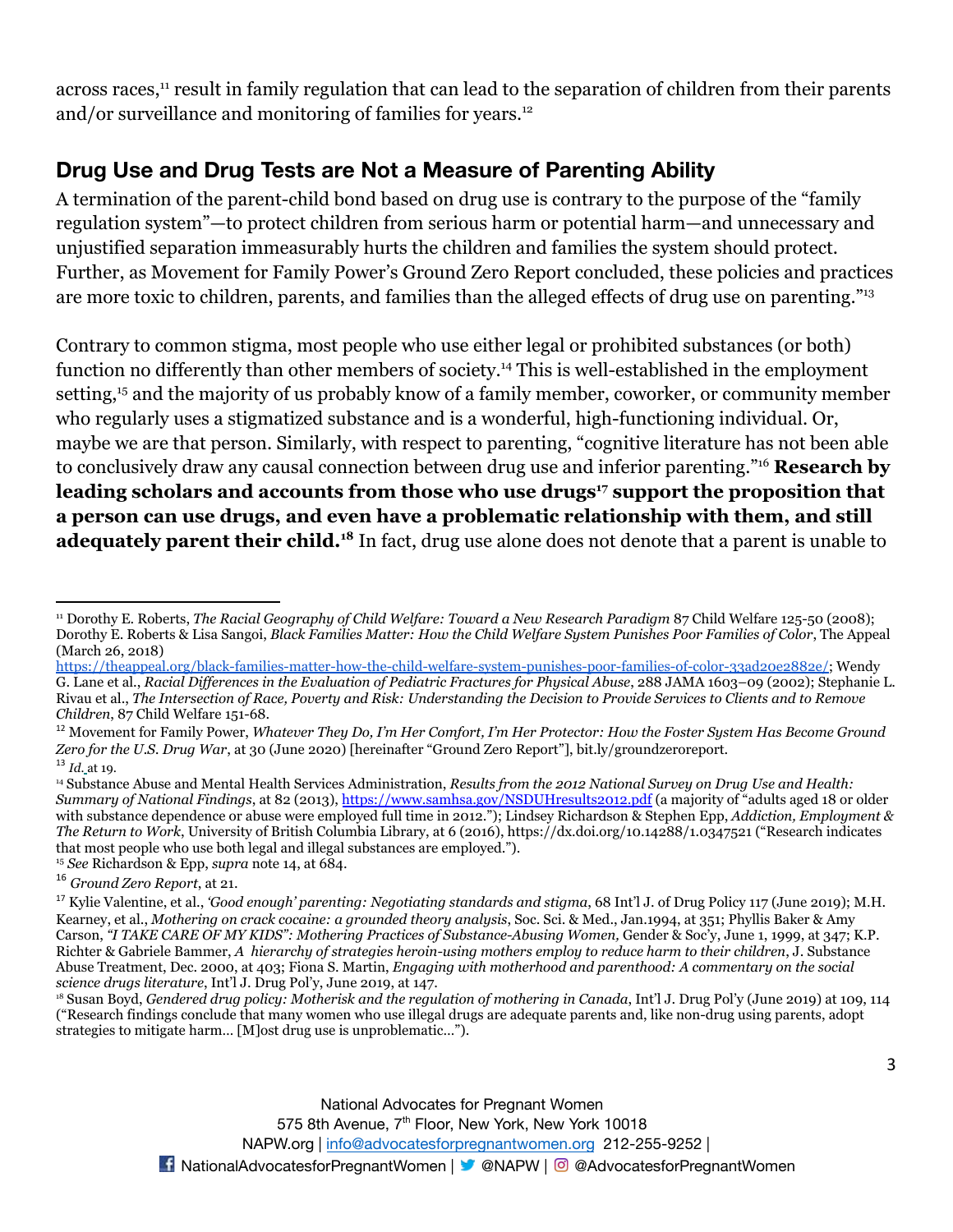across races,[11] result in family regulation that can lead to the separation of children from their parents and/or surveillance and monitoring of families for years.[12]

## Drug Use and Drug Tests are Not a Measure of Parenting Ability

A termination of the parent-child bond based on drug use is contrary to the purpose of the "family regulation system"—to protect children from serious harm or potential harm—and unnecessary and unjustified separation immeasurably hurts the children and families the system should protect. Further, as Movement for Family Power's Ground Zero Report concluded, these policies and practices are more toxic to children, parents, and families than the alleged effects of drug use on parenting."[13]

Contrary to common stigma, most people who use either legal or prohibited substances (or both) function no differently than other members of society.[14] This is well-established in the employment setting,[15] and the majority of us probably know of a family member, coworker, or community member who regularly uses a stigmatized substance and is a wonderful, high-functioning individual. Or, maybe we are that person. Similarly, with respect to parenting, "cognitive literature has not been able to conclusively draw any causal connection between drug use and inferior parenting."[16] **Research by leading scholars and accounts from those who use drugs[17] support the proposition that a person can use drugs, and even have a problematic relationship with them, and still adequately parent their child.[18]** In fact, drug use alone does not denote that a parent is unable to

---

[11] Dorothy E. Roberts, *The Racial Geography of Child Welfare: Toward a New Research Paradigm* 87 Child Welfare 125-50 (2008); Dorothy E. Roberts & Lisa Sangoi, *Black Families Matter: How the Child Welfare System Punishes Poor Families of Color*, The Appeal (March 26, 2018) https://theappeal.org/black-families-matter-how-the-child-welfare-system-punishes-poor-families-of-color-33ad20e2882e/; Wendy G. Lane et al., *Racial Differences in the Evaluation of Pediatric Fractures for Physical Abuse*, 288 JAMA 1603–09 (2002); Stephanie L. Rivau et al., *The Intersection of Race, Poverty and Risk: Understanding the Decision to Provide Services to Clients and to Remove Children*, 87 Child Welfare 151-68.

[12] Movement for Family Power, *Whatever They Do, I'm Her Comfort, I'm Her Protector: How the Foster System Has Become Ground Zero for the U.S. Drug War*, at 30 (June 2020) [hereinafter "Ground Zero Report"], bit.ly/groundzeroreport.

[13] *Id.* at 19.

[14] Substance Abuse and Mental Health Services Administration, *Results from the 2012 National Survey on Drug Use and Health: Summary of National Findings*, at 82 (2013), https://www.samhsa.gov/NSDUHresults2012.pdf (a majority of "adults aged 18 or older with substance dependence or abuse were employed full time in 2012."); Lindsey Richardson & Stephen Epp, *Addiction, Employment & The Return to Work*, University of British Columbia Library, at 6 (2016), https://dx.doi.org/10.14288/1.0347521 ("Research indicates that most people who use both legal and illegal substances are employed.").

[15] *See* Richardson & Epp, *supra* note 14, at 684.

[16] *Ground Zero Report*, at 21.

[17] Kylie Valentine, et al., *'Good enough' parenting: Negotiating standards and stigma*, 68 Int'l J. of Drug Policy 117 (June 2019); M.H. Kearney, et al., *Mothering on crack cocaine: a grounded theory analysis*, Soc. Sci. & Med., Jan.1994, at 351; Phyllis Baker & Amy Carson, *"I TAKE CARE OF MY KIDS": Mothering Practices of Substance-Abusing Women,* Gender & Soc'y, June 1, 1999, at 347; K.P. Richter & Gabriele Bammer, *A hierarchy of strategies heroin-using mothers employ to reduce harm to their children*, J. Substance Abuse Treatment, Dec. 2000, at 403; Fiona S. Martin, *Engaging with motherhood and parenthood: A commentary on the social science drugs literature*, Int'l J. Drug Pol'y, June 2019, at 147.

[18] Susan Boyd, *Gendered drug policy: Motherisk and the regulation of mothering in Canada*, Int'l J. Drug Pol'y (June 2019) at 109, 114 ("Research findings conclude that many women who use illegal drugs are adequate parents and, like non-drug using parents, adopt strategies to mitigate harm… [M]ost drug use is unproblematic…").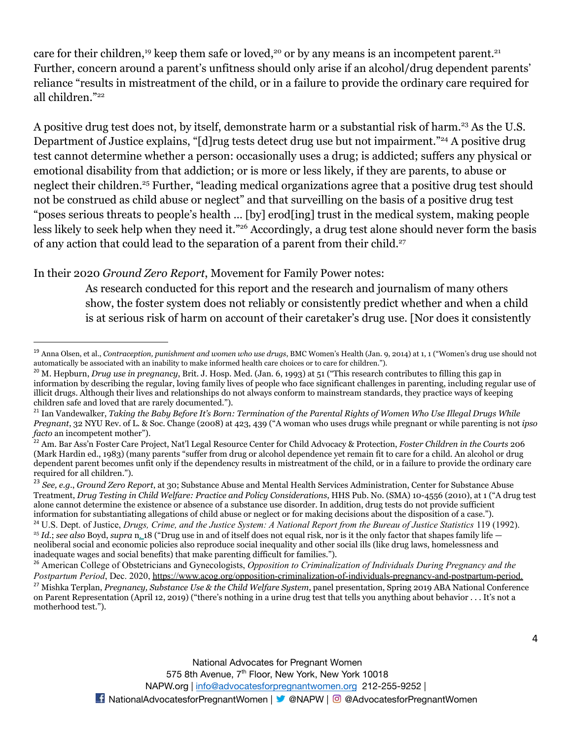care for their children,[19] keep them safe or loved,[20] or by any means is an incompetent parent.[21] Further, concern around a parent's unfitness should only arise if an alcohol/drug dependent parents' reliance "results in mistreatment of the child, or in a failure to provide the ordinary care required for all children."[22]

A positive drug test does not, by itself, demonstrate harm or a substantial risk of harm.[23] As the U.S. Department of Justice explains, "[d]rug tests detect drug use but not impairment."[24] A positive drug test cannot determine whether a person: occasionally uses a drug; is addicted; suffers any physical or emotional disability from that addiction; or is more or less likely, if they are parents, to abuse or neglect their children.[25] Further, "leading medical organizations agree that a positive drug test should not be construed as child abuse or neglect" and that surveilling on the basis of a positive drug test "poses serious threats to people's health … [by] erod[ing] trust in the medical system, making people less likely to seek help when they need it."[26] Accordingly, a drug test alone should never form the basis of any action that could lead to the separation of a parent from their child.[27]

In their 2020 *Ground Zero Report*, Movement for Family Power notes:

> As research conducted for this report and the research and journalism of many others show, the foster system does not reliably or consistently predict whether and when a child is at serious risk of harm on account of their caretaker's drug use. [Nor does it consistently

---

[19] Anna Olsen, et al., *Contraception, punishment and women who use drugs*, BMC Women's Health (Jan. 9, 2014) at 1, 1 ("Women's drug use should not automatically be associated with an inability to make informed health care choices or to care for children.").

[20] M. Hepburn, *Drug use in pregnancy*, Brit. J. Hosp. Med. (Jan. 6, 1993) at 51 ("This research contributes to filling this gap in information by describing the regular, loving family lives of people who face significant challenges in parenting, including regular use of illicit drugs. Although their lives and relationships do not always conform to mainstream standards, they practice ways of keeping children safe and loved that are rarely documented.").

[21] Ian Vandewalker, *Taking the Baby Before It's Born: Termination of the Parental Rights of Women Who Use Illegal Drugs While Pregnant*, 32 NYU Rev. of L. & Soc. Change (2008) at 423, 439 ("A woman who uses drugs while pregnant or while parenting is not *ipso facto* an incompetent mother").

[22] Am. Bar Ass'n Foster Care Project, Nat'l Legal Resource Center for Child Advocacy & Protection, *Foster Children in the Courts* 206 (Mark Hardin ed., 1983) (many parents "suffer from drug or alcohol dependence yet remain fit to care for a child. An alcohol or drug dependent parent becomes unfit only if the dependency results in mistreatment of the child, or in a failure to provide the ordinary care required for all children.").

[23] *See, e.g.*, *Ground Zero Report*, at 30; Substance Abuse and Mental Health Services Administration, Center for Substance Abuse Treatment, *Drug Testing in Child Welfare: Practice and Policy Considerations*, HHS Pub. No. (SMA) 10-4556 (2010), at 1 ("A drug test alone cannot determine the existence or absence of a substance use disorder. In addition, drug tests do not provide sufficient information for substantiating allegations of child abuse or neglect or for making decisions about the disposition of a case.").

[24] U.S. Dept. of Justice, *Drugs, Crime, and the Justice System: A National Report from the Bureau of Justice Statistics* 119 (1992).

[25] *Id.*; *see also* Boyd, *supra* n. 18 ("Drug use in and of itself does not equal risk, nor is it the only factor that shapes family life — neoliberal social and economic policies also reproduce social inequality and other social ills (like drug laws, homelessness and inadequate wages and social benefits) that make parenting difficult for families.").

[26] American College of Obstetricians and Gynecologists, *Opposition to Criminalization of Individuals During Pregnancy and the Postpartum Period*, Dec. 2020, https://www.acog.org/opposition-criminalization-of-individuals-pregnancy-and-postpartum-period.

[27] Mishka Terplan, *Pregnancy, Substance Use & the Child Welfare System*, panel presentation, Spring 2019 ABA National Conference on Parent Representation (April 12, 2019) ("there's nothing in a urine drug test that tells you anything about behavior . . . It's not a motherhood test.").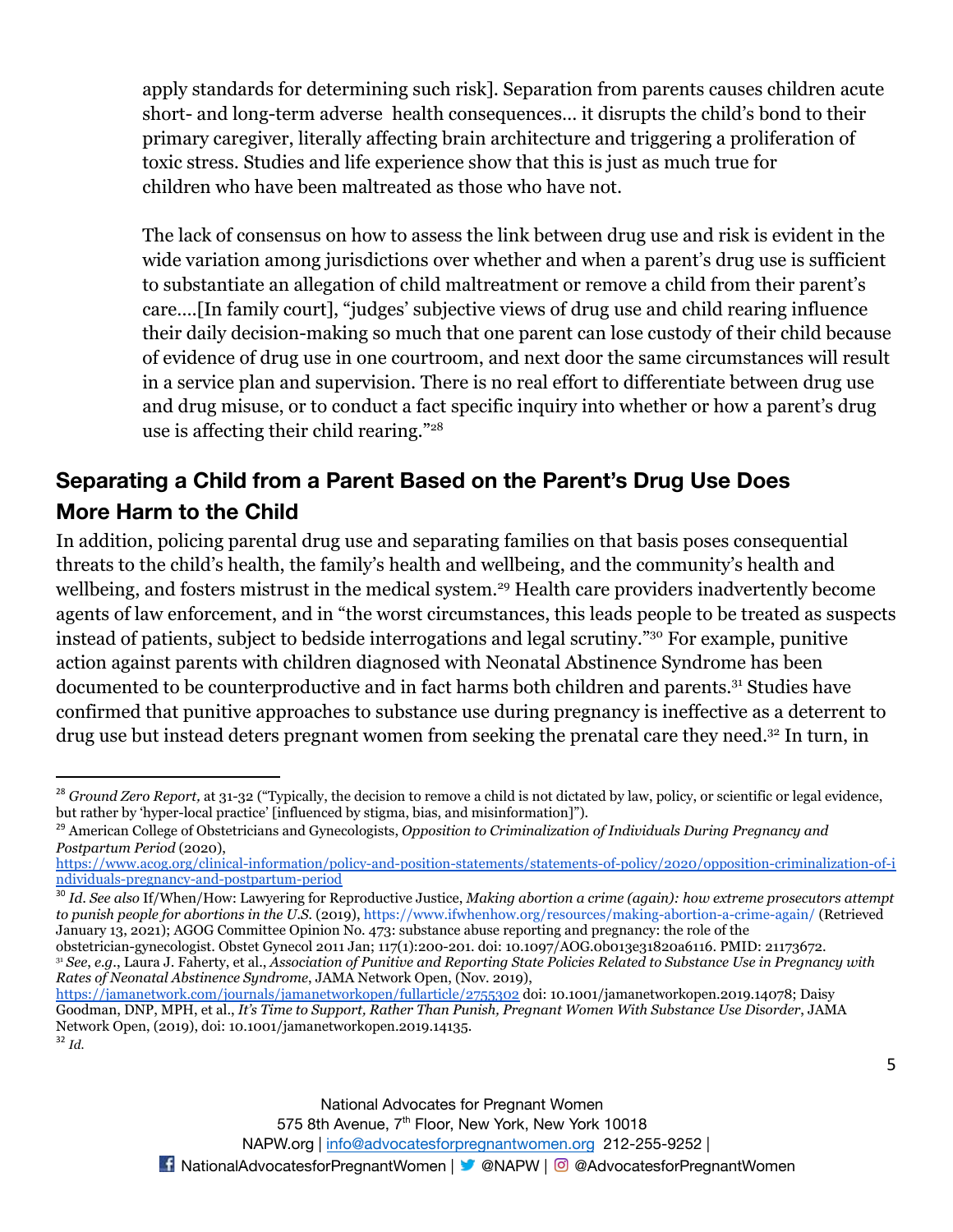apply standards for determining such risk]. Separation from parents causes children acute short- and long-term adverse health consequences… it disrupts the child's bond to their primary caregiver, literally affecting brain architecture and triggering a proliferation of toxic stress. Studies and life experience show that this is just as much true for children who have been maltreated as those who have not.

The lack of consensus on how to assess the link between drug use and risk is evident in the wide variation among jurisdictions over whether and when a parent's drug use is sufficient to substantiate an allegation of child maltreatment or remove a child from their parent's care….[In family court], "judges' subjective views of drug use and child rearing influence their daily decision-making so much that one parent can lose custody of their child because of evidence of drug use in one courtroom, and next door the same circumstances will result in a service plan and supervision. There is no real effort to differentiate between drug use and drug misuse, or to conduct a fact specific inquiry into whether or how a parent's drug use is affecting their child rearing."[28]

## Separating a Child from a Parent Based on the Parent's Drug Use Does More Harm to the Child

In addition, policing parental drug use and separating families on that basis poses consequential threats to the child's health, the family's health and wellbeing, and the community's health and wellbeing, and fosters mistrust in the medical system.[29] Health care providers inadvertently become agents of law enforcement, and in "the worst circumstances, this leads people to be treated as suspects instead of patients, subject to bedside interrogations and legal scrutiny."[30] For example, punitive action against parents with children diagnosed with Neonatal Abstinence Syndrome has been documented to be counterproductive and in fact harms both children and parents.[31] Studies have confirmed that punitive approaches to substance use during pregnancy is ineffective as a deterrent to drug use but instead deters pregnant women from seeking the prenatal care they need.[32] In turn, in

---

[28] *Ground Zero Report,* at 31-32 ("Typically, the decision to remove a child is not dictated by law, policy, or scientific or legal evidence, but rather by 'hyper-local practice' [influenced by stigma, bias, and misinformation]").

[29] American College of Obstetricians and Gynecologists, *Opposition to Criminalization of Individuals During Pregnancy and Postpartum Period* (2020), https://www.acog.org/clinical-information/policy-and-position-statements/statements-of-policy/2020/opposition-criminalization-of-individuals-pregnancy-and-postpartum-period

[30] *Id. See also* If/When/How: Lawyering for Reproductive Justice, *Making abortion a crime (again): how extreme prosecutors attempt to punish people for abortions in the U.S.* (2019), https://www.ifwhenhow.org/resources/making-abortion-a-crime-again/ (Retrieved January 13, 2021); AGOG Committee Opinion No. 473: substance abuse reporting and pregnancy: the role of the obstetrician-gynecologist. Obstet Gynecol 2011 Jan; 117(1):200-201. doi: 10.1097/AOG.0b013e31820a6116. PMID: 21173672.

[31] *See*, *e.g*., Laura J. Faherty, et al., *Association of Punitive and Reporting State Policies Related to Substance Use in Pregnancy with Rates of Neonatal Abstinence Syndrome*, JAMA Network Open, (Nov. 2019), https://jamanetwork.com/journals/jamanetworkopen/fullarticle/2755302 doi: 10.1001/jamanetworkopen.2019.14078; Daisy Goodman, DNP, MPH, et al., *It's Time to Support, Rather Than Punish, Pregnant Women With Substance Use Disorder*, JAMA Network Open, (2019), doi: 10.1001/jamanetworkopen.2019.14135.

[32] *Id.*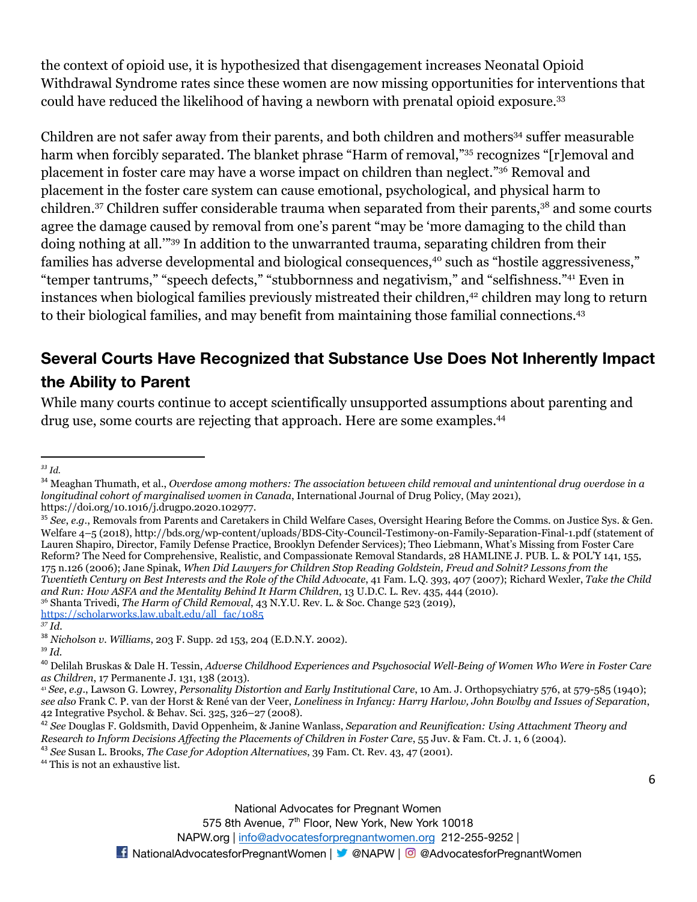the context of opioid use, it is hypothesized that disengagement increases Neonatal Opioid Withdrawal Syndrome rates since these women are now missing opportunities for interventions that could have reduced the likelihood of having a newborn with prenatal opioid exposure.[33]

Children are not safer away from their parents, and both children and mothers[34] suffer measurable harm when forcibly separated. The blanket phrase "Harm of removal,"[35] recognizes "[r]emoval and placement in foster care may have a worse impact on children than neglect."[36] Removal and placement in the foster care system can cause emotional, psychological, and physical harm to children.[37] Children suffer considerable trauma when separated from their parents,[38] and some courts agree the damage caused by removal from one's parent "may be 'more damaging to the child than doing nothing at all.'"[39] In addition to the unwarranted trauma, separating children from their families has adverse developmental and biological consequences,[40] such as "hostile aggressiveness," "temper tantrums," "speech defects," "stubbornness and negativism," and "selfishness."[41] Even in instances when biological families previously mistreated their children,[42] children may long to return to their biological families, and may benefit from maintaining those familial connections.[43]

## Several Courts Have Recognized that Substance Use Does Not Inherently Impact the Ability to Parent

While many courts continue to accept scientifically unsupported assumptions about parenting and drug use, some courts are rejecting that approach. Here are some examples.[44]

---

[33] *Id.*

[34] Meaghan Thumath, et al., *Overdose among mothers: The association between child removal and unintentional drug overdose in a longitudinal cohort of marginalised women in Canada*, International Journal of Drug Policy, (May 2021), https://doi.org/10.1016/j.drugpo.2020.102977.

[35] *See*, *e.g*., Removals from Parents and Caretakers in Child Welfare Cases, Oversight Hearing Before the Comms. on Justice Sys. & Gen. Welfare 4–5 (2018), http://bds.org/wp-content/uploads/BDS-City-Council-Testimony-on-Family-Separation-Final-1.pdf (statement of Lauren Shapiro, Director, Family Defense Practice, Brooklyn Defender Services); Theo Liebmann, What's Missing from Foster Care Reform? The Need for Comprehensive, Realistic, and Compassionate Removal Standards, 28 HAMLINE J. PUB. L. & POL'Y 141, 155, 175 n.126 (2006); Jane Spinak, *When Did Lawyers for Children Stop Reading Goldstein, Freud and Solnit? Lessons from the Twentieth Century on Best Interests and the Role of the Child Advocate*, 41 Fam. L.Q. 393, 407 (2007); Richard Wexler, *Take the Child and Run: How ASFA and the Mentality Behind It Harm Children*, 13 U.D.C. L. Rev. 435, 444 (2010).

[36] Shanta Trivedi, *The Harm of Child Removal*, 43 N.Y.U. Rev. L. & Soc. Change 523 (2019), https://scholarworks.law.ubalt.edu/all_fac/1085

[37] *Id.*

[38] *Nicholson v. Williams*, 203 F. Supp. 2d 153, 204 (E.D.N.Y. 2002).

[39] *Id.*

[40] Delilah Bruskas & Dale H. Tessin, *Adverse Childhood Experiences and Psychosocial Well-Being of Women Who Were in Foster Care as Children*, 17 Permanente J. 131, 138 (2013).

[41] *See*, *e.g*., Lawson G. Lowrey, *Personality Distortion and Early Institutional Care*, 10 Am. J. Orthopsychiatry 576, at 579-585 (1940); *see also* Frank C. P. van der Horst & René van der Veer, *Loneliness in Infancy: Harry Harlow, John Bowlby and Issues of Separation*, 42 Integrative Psychol. & Behav. Sci. 325, 326–27 (2008).

[42] *See* Douglas F. Goldsmith, David Oppenheim, & Janine Wanlass, *Separation and Reunification: Using Attachment Theory and Research to Inform Decisions Affecting the Placements of Children in Foster Care*, 55 Juv. & Fam. Ct. J. 1, 6 (2004).

[43] *See* Susan L. Brooks, *The Case for Adoption Alternatives*, 39 Fam. Ct. Rev. 43, 47 (2001).

[44] This is not an exhaustive list.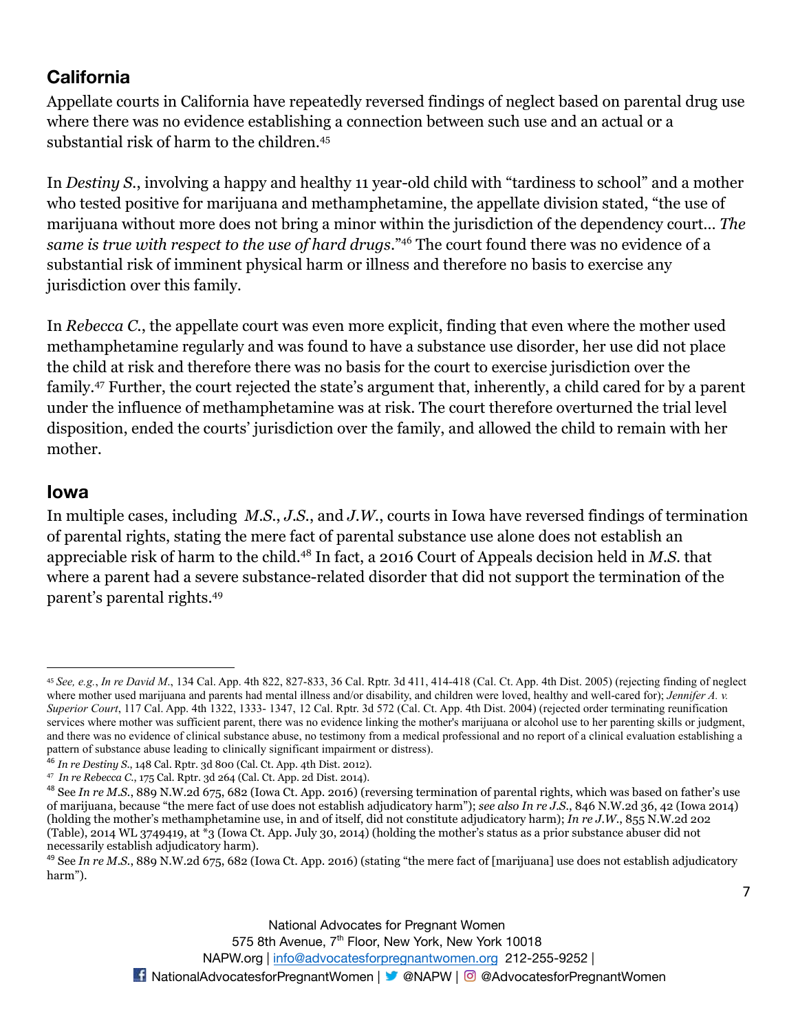## California

Appellate courts in California have repeatedly reversed findings of neglect based on parental drug use where there was no evidence establishing a connection between such use and an actual or a substantial risk of harm to the children.[45]

In *Destiny S.*, involving a happy and healthy 11 year-old child with "tardiness to school" and a mother who tested positive for marijuana and methamphetamine, the appellate division stated, "the use of marijuana without more does not bring a minor within the jurisdiction of the dependency court… *The same is true with respect to the use of hard drugs*."[46] The court found there was no evidence of a substantial risk of imminent physical harm or illness and therefore no basis to exercise any jurisdiction over this family.

In *Rebecca C.*, the appellate court was even more explicit, finding that even where the mother used methamphetamine regularly and was found to have a substance use disorder, her use did not place the child at risk and therefore there was no basis for the court to exercise jurisdiction over the family.[47] Further, the court rejected the state's argument that, inherently, a child cared for by a parent under the influence of methamphetamine was at risk. The court therefore overturned the trial level disposition, ended the courts' jurisdiction over the family, and allowed the child to remain with her mother.

## Iowa

In multiple cases, including *M.S.*, *J.S.*, and *J.W.*, courts in Iowa have reversed findings of termination of parental rights, stating the mere fact of parental substance use alone does not establish an appreciable risk of harm to the child.[48] In fact, a 2016 Court of Appeals decision held in *M.S.* that where a parent had a severe substance-related disorder that did not support the termination of the parent's parental rights.[49]

---

[45] *See, e.g.*, *In re David M.*, 134 Cal. App. 4th 822, 827-833, 36 Cal. Rptr. 3d 411, 414-418 (Cal. Ct. App. 4th Dist. 2005) (rejecting finding of neglect where mother used marijuana and parents had mental illness and/or disability, and children were loved, healthy and well-cared for); *Jennifer A. v. Superior Court*, 117 Cal. App. 4th 1322, 1333- 1347, 12 Cal. Rptr. 3d 572 (Cal. Ct. App. 4th Dist. 2004) (rejected order terminating reunification services where mother was sufficient parent, there was no evidence linking the mother's marijuana or alcohol use to her parenting skills or judgment, and there was no evidence of clinical substance abuse, no testimony from a medical professional and no report of a clinical evaluation establishing a pattern of substance abuse leading to clinically significant impairment or distress).

[46] *In re Destiny S.*, 148 Cal. Rptr. 3d 800 (Cal. Ct. App. 4th Dist. 2012).

[47] *In re Rebecca C.*, 175 Cal. Rptr. 3d 264 (Cal. Ct. App. 2d Dist. 2014).

[48] See *In re M.S.*, 889 N.W.2d 675, 682 (Iowa Ct. App. 2016) (reversing termination of parental rights, which was based on father's use of marijuana, because "the mere fact of use does not establish adjudicatory harm"); *see also In re J.S.*, 846 N.W.2d 36, 42 (Iowa 2014) (holding the mother's methamphetamine use, in and of itself, did not constitute adjudicatory harm); *In re J.W.*, 855 N.W.2d 202 (Table), 2014 WL 3749419, at *3 (Iowa Ct. App. July 30, 2014) (holding the mother's status as a prior substance abuser did not necessarily establish adjudicatory harm).

[49] See *In re M.S.*, 889 N.W.2d 675, 682 (Iowa Ct. App. 2016) (stating "the mere fact of [marijuana] use does not establish adjudicatory harm").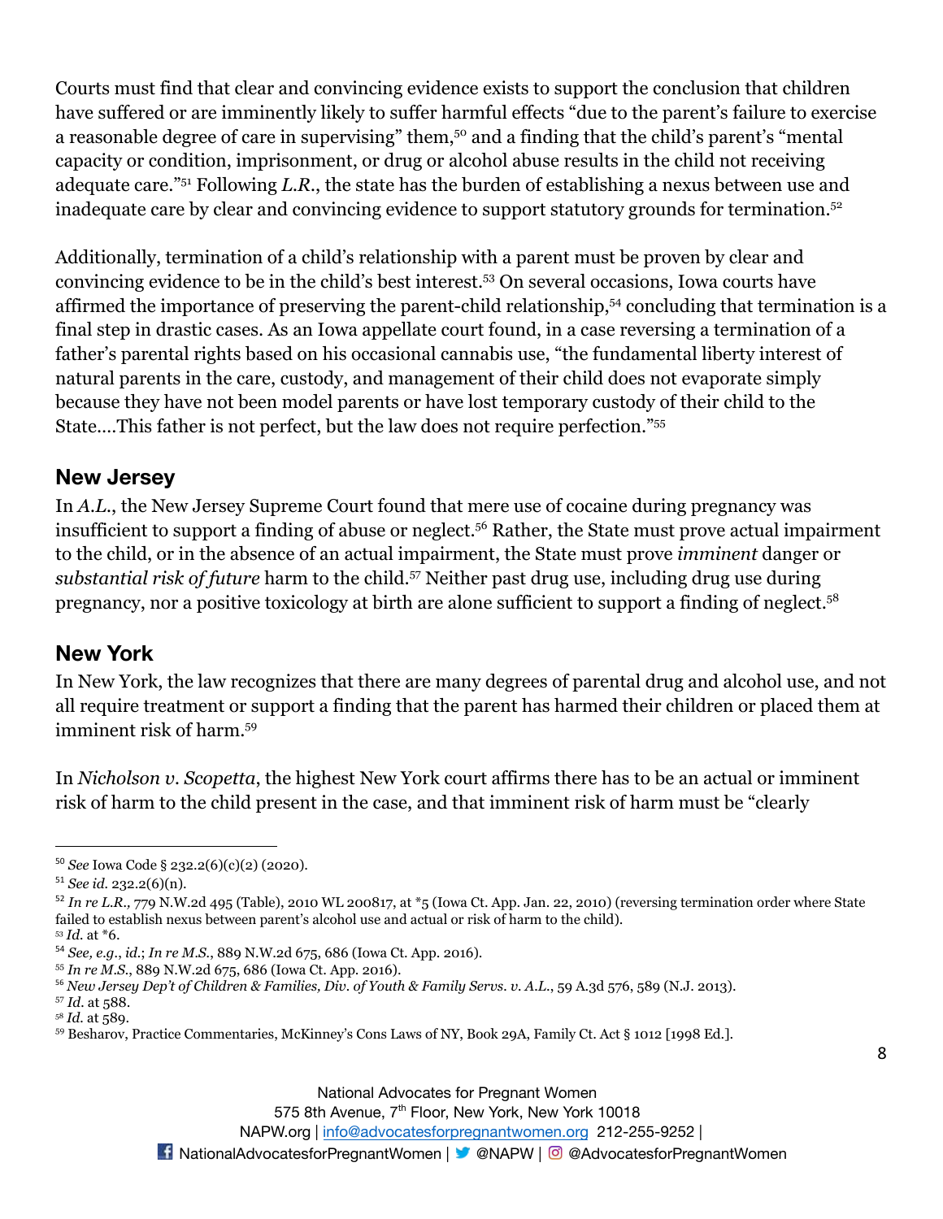Courts must find that clear and convincing evidence exists to support the conclusion that children have suffered or are imminently likely to suffer harmful effects "due to the parent's failure to exercise a reasonable degree of care in supervising" them,[50] and a finding that the child's parent's "mental capacity or condition, imprisonment, or drug or alcohol abuse results in the child not receiving adequate care."[51] Following *L.R.*, the state has the burden of establishing a nexus between use and inadequate care by clear and convincing evidence to support statutory grounds for termination.[52]

Additionally, termination of a child's relationship with a parent must be proven by clear and convincing evidence to be in the child's best interest.[53] On several occasions, Iowa courts have affirmed the importance of preserving the parent-child relationship,[54] concluding that termination is a final step in drastic cases. As an Iowa appellate court found, in a case reversing a termination of a father's parental rights based on his occasional cannabis use, "the fundamental liberty interest of natural parents in the care, custody, and management of their child does not evaporate simply because they have not been model parents or have lost temporary custody of their child to the State....This father is not perfect, but the law does not require perfection."[55]

## New Jersey

In *A.L.*, the New Jersey Supreme Court found that mere use of cocaine during pregnancy was insufficient to support a finding of abuse or neglect.[56] Rather, the State must prove actual impairment to the child, or in the absence of an actual impairment, the State must prove *imminent* danger or *substantial risk of future* harm to the child.[57] Neither past drug use, including drug use during pregnancy, nor a positive toxicology at birth are alone sufficient to support a finding of neglect.[58]

## New York

In New York, the law recognizes that there are many degrees of parental drug and alcohol use, and not all require treatment or support a finding that the parent has harmed their children or placed them at imminent risk of harm.[59]

In *Nicholson v. Scopetta*, the highest New York court affirms there has to be an actual or imminent risk of harm to the child present in the case, and that imminent risk of harm must be "clearly

---

[50] *See* Iowa Code § 232.2(6)(c)(2) (2020).

[51] *See id.* 232.2(6)(n).

[52] *In re L.R.,* 779 N.W.2d 495 (Table), 2010 WL 200817, at *5 (Iowa Ct. App. Jan. 22, 2010) (reversing termination order where State failed to establish nexus between parent's alcohol use and actual or risk of harm to the child).

[53] *Id.* at *6.

[54] *See, e.g.*, *id.*; *In re M.S.*, 889 N.W.2d 675, 686 (Iowa Ct. App. 2016).

[55] *In re M.S.*, 889 N.W.2d 675, 686 (Iowa Ct. App. 2016).

[56] *New Jersey Dep't of Children & Families, Div. of Youth & Family Servs. v. A.L.*, 59 A.3d 576, 589 (N.J. 2013).

[57] *Id.* at 588.

[58] *Id.* at 589.

[59] Besharov, Practice Commentaries, McKinney's Cons Laws of NY, Book 29A, Family Ct. Act § 1012 [1998 Ed.].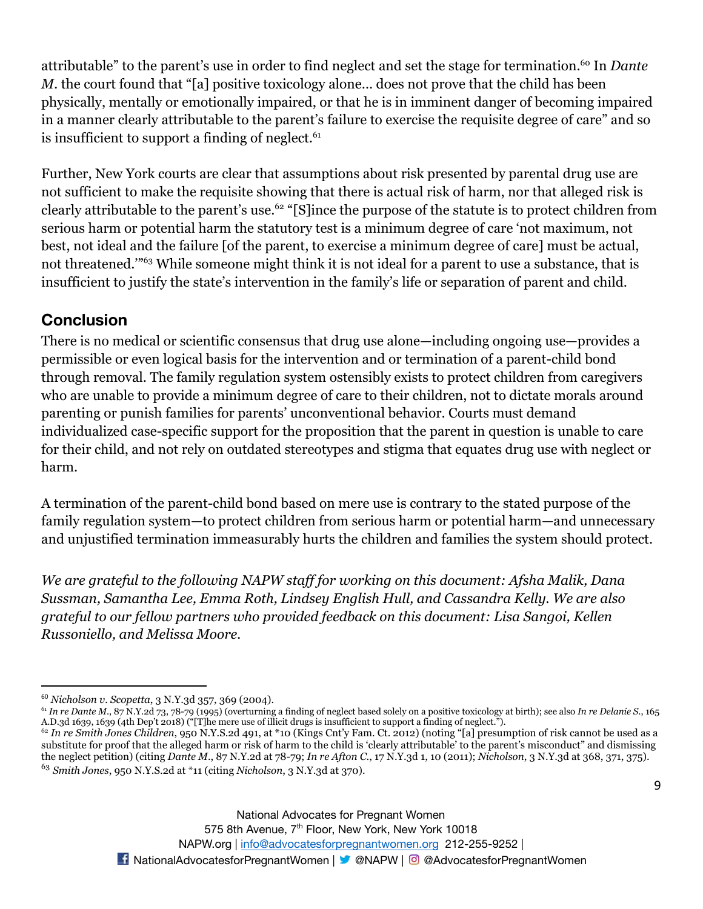attributable" to the parent's use in order to find neglect and set the stage for termination.[60] In *Dante M*. the court found that "[a] positive toxicology alone... does not prove that the child has been physically, mentally or emotionally impaired, or that he is in imminent danger of becoming impaired in a manner clearly attributable to the parent's failure to exercise the requisite degree of care" and so is insufficient to support a finding of neglect.[61]

Further, New York courts are clear that assumptions about risk presented by parental drug use are not sufficient to make the requisite showing that there is actual risk of harm, nor that alleged risk is clearly attributable to the parent's use.[62] "[S]ince the purpose of the statute is to protect children from serious harm or potential harm the statutory test is a minimum degree of care 'not maximum, not best, not ideal and the failure [of the parent, to exercise a minimum degree of care] must be actual, not threatened.'"[63] While someone might think it is not ideal for a parent to use a substance, that is insufficient to justify the state's intervention in the family's life or separation of parent and child.

## Conclusion

There is no medical or scientific consensus that drug use alone—including ongoing use—provides a permissible or even logical basis for the intervention and or termination of a parent-child bond through removal. The family regulation system ostensibly exists to protect children from caregivers who are unable to provide a minimum degree of care to their children, not to dictate morals around parenting or punish families for parents' unconventional behavior. Courts must demand individualized case-specific support for the proposition that the parent in question is unable to care for their child, and not rely on outdated stereotypes and stigma that equates drug use with neglect or harm.

A termination of the parent-child bond based on mere use is contrary to the stated purpose of the family regulation system—to protect children from serious harm or potential harm—and unnecessary and unjustified termination immeasurably hurts the children and families the system should protect.

*We are grateful to the following NAPW staff for working on this document: Afsha Malik, Dana Sussman, Samantha Lee, Emma Roth, Lindsey English Hull, and Cassandra Kelly. We are also grateful to our fellow partners who provided feedback on this document: Lisa Sangoi, Kellen Russoniello, and Melissa Moore.*

---

[60] *Nicholson v. Scopetta*, 3 N.Y.3d 357, 369 (2004).

[61] *In re Dante M*., 87 N.Y.2d 73, 78-79 (1995) (overturning a finding of neglect based solely on a positive toxicology at birth); see also *In re Delanie S*., 165 A.D.3d 1639, 1639 (4th Dep't 2018) ("[T]he mere use of illicit drugs is insufficient to support a finding of neglect.").

[62] *In re Smith Jones Children*, 950 N.Y.S.2d 491, at *10 (Kings Cnt'y Fam. Ct. 2012) (noting "[a] presumption of risk cannot be used as a substitute for proof that the alleged harm or risk of harm to the child is 'clearly attributable' to the parent's misconduct" and dismissing the neglect petition) (citing *Dante M*., 87 N.Y.2d at 78-79; *In re Afton C*., 17 N.Y.3d 1, 10 (2011); *Nicholson*, 3 N.Y.3d at 368, 371, 375).

[63] *Smith Jones*, 950 N.Y.S.2d at *11 (citing *Nicholson*, 3 N.Y.3d at 370).

National Advocates for Pregnant Women
575 8th Avenue, 7th Floor, New York, New York 10018
NAPW.org | info@advocatesforpregnantwomen.org 212-255-9252 |
NationalAdvocatesforPregnantWomen | @NAPW | @AdvocatesforPregnantWomen